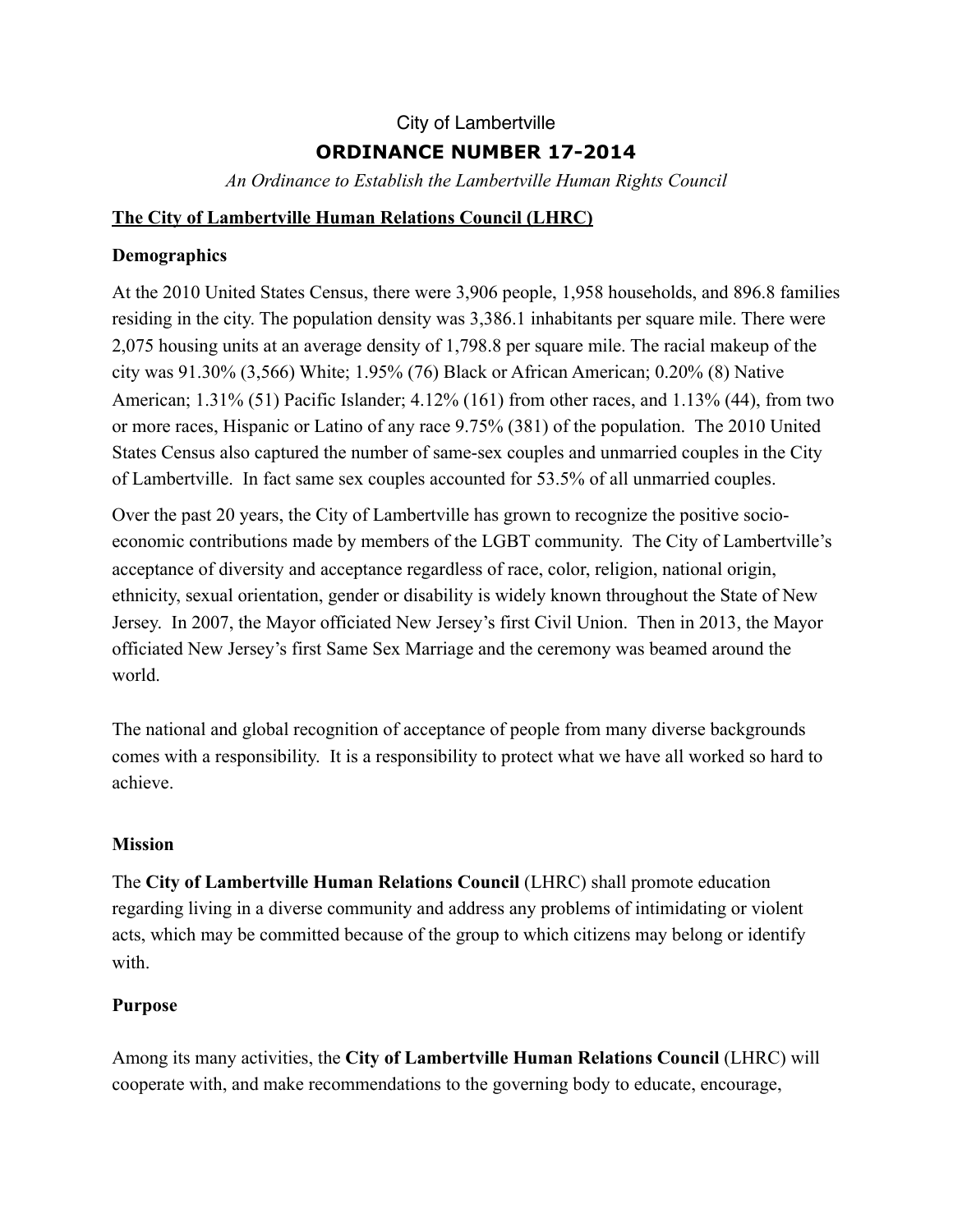City of Lambertville

# ORDINANCE NUMBER 17-2014

*An Ordinance to Establish the Lambertville Human Rights Council*

## The City of Lambertville Human Relations Council (LHRC)

### Demographics

At the 2010 United States Census, there were 3,906 people, 1,958 households, and 896.8 families residing in the city. The population density was 3,386.1 inhabitants per square mile. There were 2,075 housing units at an average density of 1,798.8 per square mile. The racial makeup of the city was 91.30% (3,566) White; 1.95% (76) Black or African American; 0.20% (8) Native American; 1.31% (51) Pacific Islander; 4.12% (161) from other races, and 1.13% (44), from two or more races, Hispanic or Latino of any race 9.75% (381) of the population. The 2010 United States Census also captured the number of same-sex couples and unmarried couples in the City of Lambertville. In fact same sex couples accounted for 53.5% of all unmarried couples.

Over the past 20 years, the City of Lambertville has grown to recognize the positive socio-economic contributions made by members of the LGBT community. The City of Lambertville's acceptance of diversity and acceptance regardless of race, color, religion, national origin, ethnicity, sexual orientation, gender or disability is widely known throughout the State of New Jersey. In 2007, the Mayor officiated New Jersey's first Civil Union. Then in 2013, the Mayor officiated New Jersey's first Same Sex Marriage and the ceremony was beamed around the world.

The national and global recognition of acceptance of people from many diverse backgrounds comes with a responsibility. It is a responsibility to protect what we have all worked so hard to achieve.

### Mission

The **City of Lambertville Human Relations Council** (LHRC) shall promote education regarding living in a diverse community and address any problems of intimidating or violent acts, which may be committed because of the group to which citizens may belong or identify with.

### Purpose

Among its many activities, the **City of Lambertville Human Relations Council** (LHRC) will cooperate with, and make recommendations to the governing body to educate, encourage,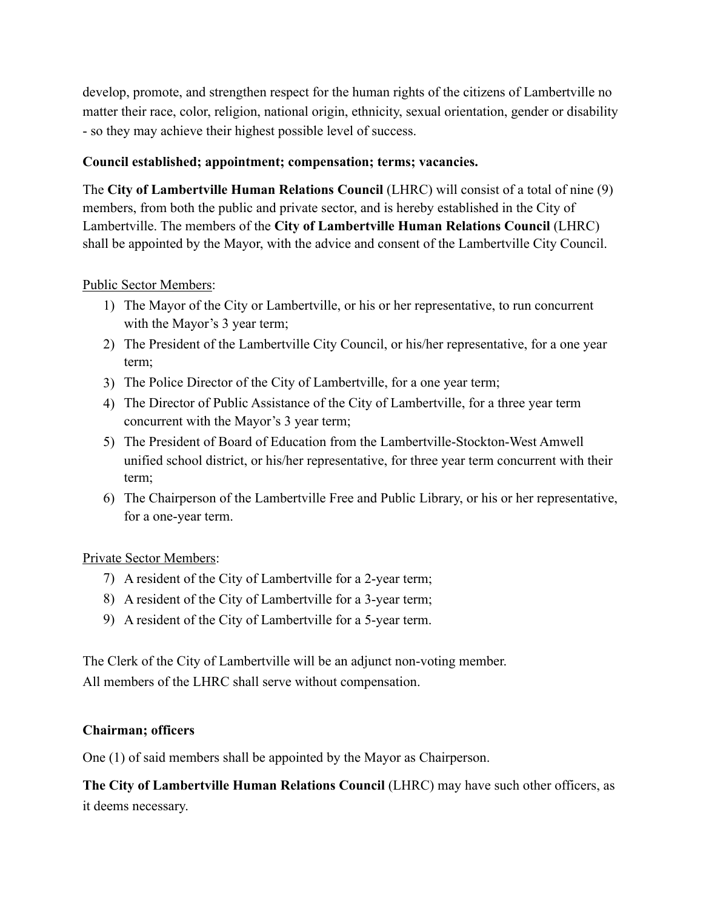develop, promote, and strengthen respect for the human rights of the citizens of Lambertville no matter their race, color, religion, national origin, ethnicity, sexual orientation, gender or disability - so they may achieve their highest possible level of success.

**Council established; appointment; compensation; terms; vacancies.**

The **City of Lambertville Human Relations Council** (LHRC) will consist of a total of nine (9) members, from both the public and private sector, and is hereby established in the City of Lambertville. The members of the **City of Lambertville Human Relations Council** (LHRC) shall be appointed by the Mayor, with the advice and consent of the Lambertville City Council.

<u>Public Sector Members</u>:

1) The Mayor of the City or Lambertville, or his or her representative, to run concurrent with the Mayor's 3 year term;
2) The President of the Lambertville City Council, or his/her representative, for a one year term;
3) The Police Director of the City of Lambertville, for a one year term;
4) The Director of Public Assistance of the City of Lambertville, for a three year term concurrent with the Mayor's 3 year term;
5) The President of Board of Education from the Lambertville-Stockton-West Amwell unified school district, or his/her representative, for three year term concurrent with their term;
6) The Chairperson of the Lambertville Free and Public Library, or his or her representative, for a one-year term.

<u>Private Sector Members</u>:

7) A resident of the City of Lambertville for a 2-year term;
8) A resident of the City of Lambertville for a 3-year term;
9) A resident of the City of Lambertville for a 5-year term.

The Clerk of the City of Lambertville will be an adjunct non-voting member.
All members of the LHRC shall serve without compensation.

**Chairman; officers**

One (1) of said members shall be appointed by the Mayor as Chairperson.

**The City of Lambertville Human Relations Council** (LHRC) may have such other officers, as it deems necessary.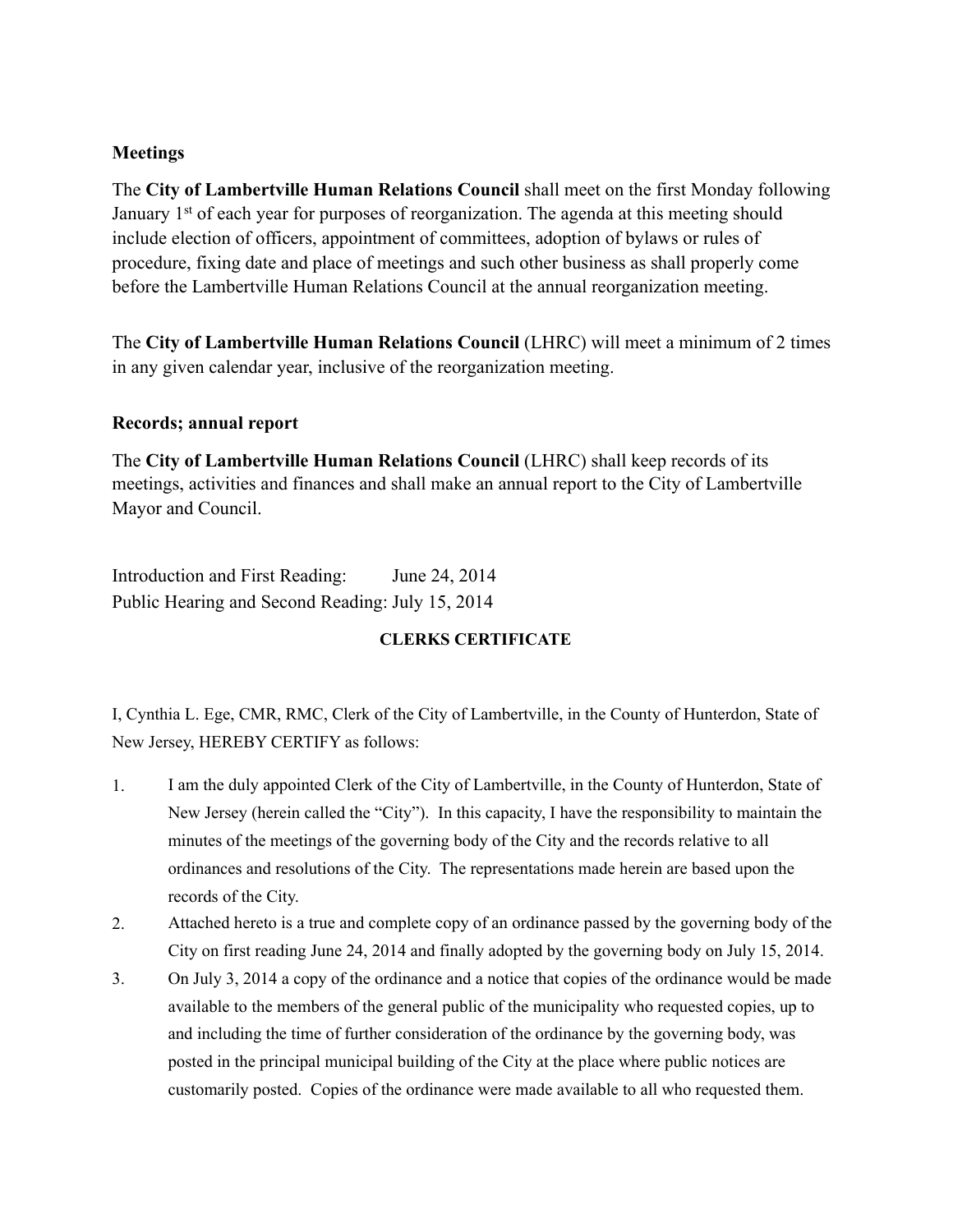### Meetings

The **City of Lambertville Human Relations Council** shall meet on the first Monday following January 1st of each year for purposes of reorganization. The agenda at this meeting should include election of officers, appointment of committees, adoption of bylaws or rules of procedure, fixing date and place of meetings and such other business as shall properly come before the Lambertville Human Relations Council at the annual reorganization meeting.

The **City of Lambertville Human Relations Council** (LHRC) will meet a minimum of 2 times in any given calendar year, inclusive of the reorganization meeting.

### Records; annual report

The **City of Lambertville Human Relations Council** (LHRC) shall keep records of its meetings, activities and finances and shall make an annual report to the City of Lambertville Mayor and Council.

Introduction and First Reading: June 24, 2014
Public Hearing and Second Reading: July 15, 2014

**CLERKS CERTIFICATE**

I, Cynthia L. Ege, CMR, RMC, Clerk of the City of Lambertville, in the County of Hunterdon, State of New Jersey, HEREBY CERTIFY as follows:

1. I am the duly appointed Clerk of the City of Lambertville, in the County of Hunterdon, State of New Jersey (herein called the "City"). In this capacity, I have the responsibility to maintain the minutes of the meetings of the governing body of the City and the records relative to all ordinances and resolutions of the City. The representations made herein are based upon the records of the City.
2. Attached hereto is a true and complete copy of an ordinance passed by the governing body of the City on first reading June 24, 2014 and finally adopted by the governing body on July 15, 2014.
3. On July 3, 2014 a copy of the ordinance and a notice that copies of the ordinance would be made available to the members of the general public of the municipality who requested copies, up to and including the time of further consideration of the ordinance by the governing body, was posted in the principal municipal building of the City at the place where public notices are customarily posted. Copies of the ordinance were made available to all who requested them.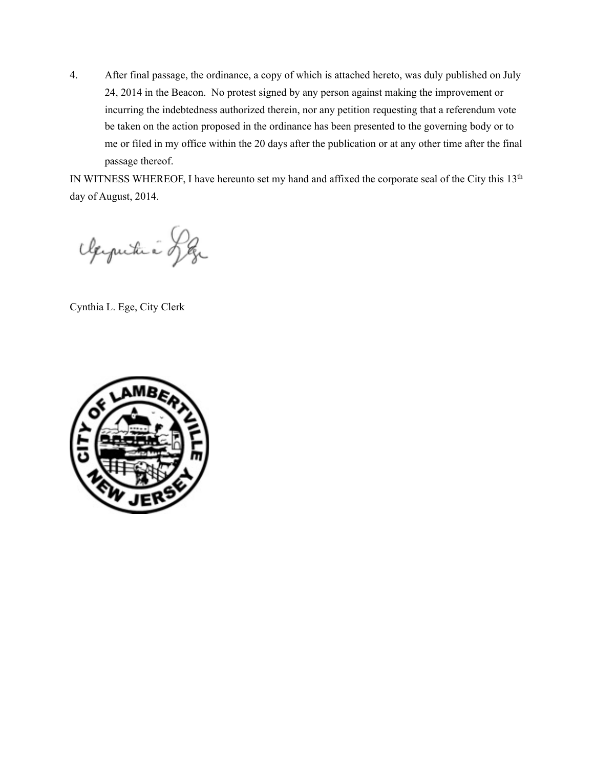4. After final passage, the ordinance, a copy of which is attached hereto, was duly published on July 24, 2014 in the Beacon. No protest signed by any person against making the improvement or incurring the indebtedness authorized therein, nor any petition requesting that a referendum vote be taken on the action proposed in the ordinance has been presented to the governing body or to me or filed in my office within the 20 days after the publication or at any other time after the final passage thereof.

IN WITNESS WHEREOF, I have hereunto set my hand and affixed the corporate seal of the City this 13th day of August, 2014.

Cynthia L. Ege, City Clerk

CITY OF LAMBERTVILLE NEW JERSEY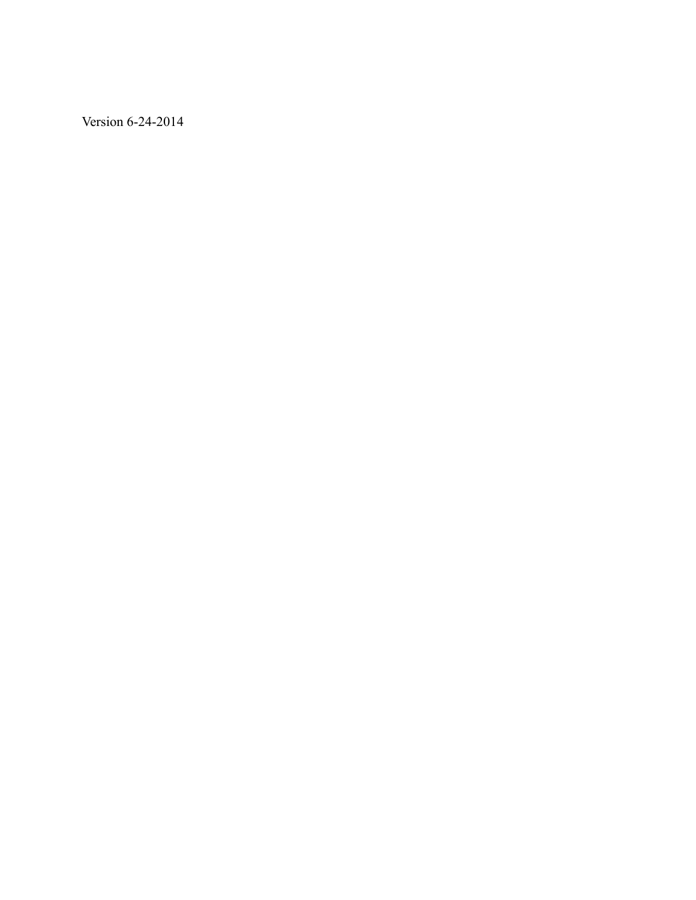Version 6-24-2014